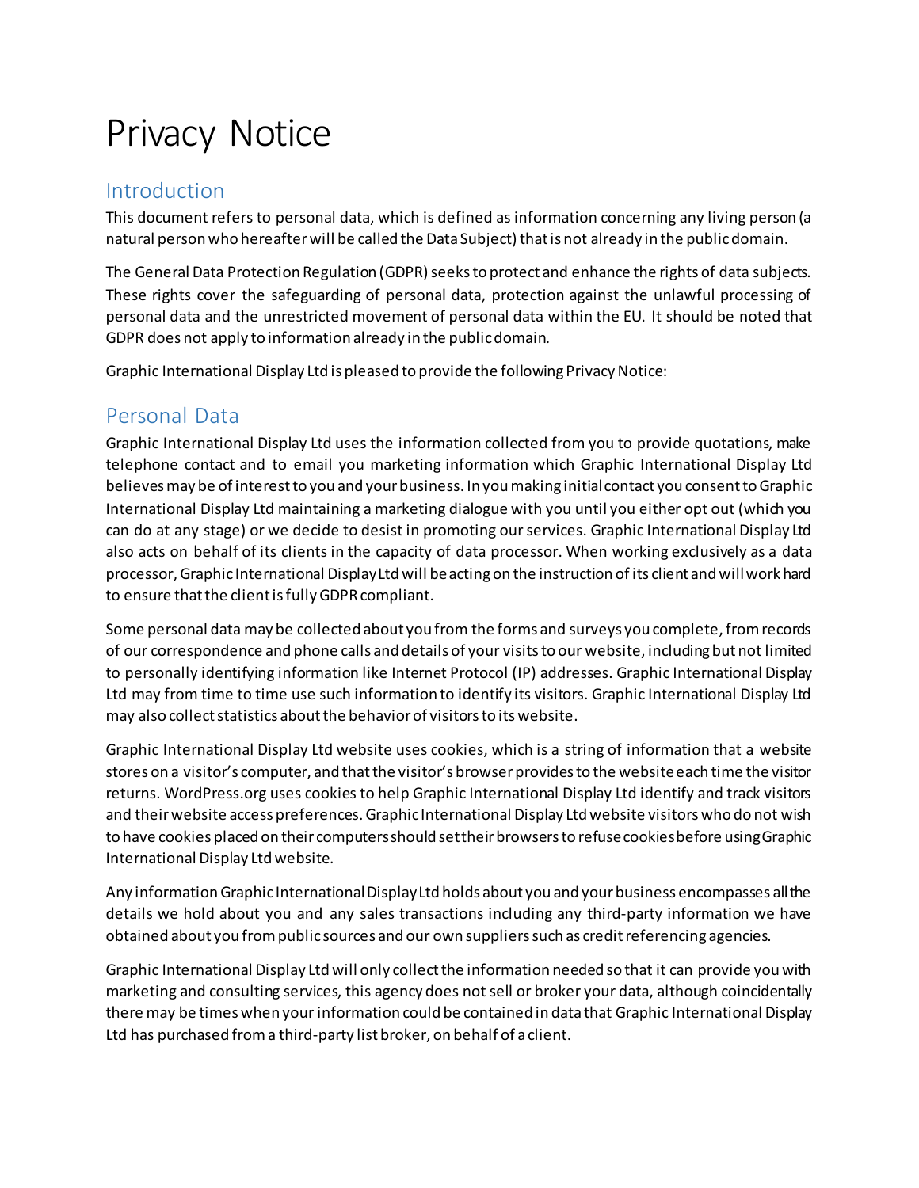# Privacy Notice

## Introduction

This document refers to personal data, which is defined as information concerning any living person (a natural person who hereafter will be called the Data Subject) that is not already in the public domain.

The General Data Protection Regulation (GDPR) seeks to protect and enhance the rights of data subjects. These rights cover the safeguarding of personal data, protection against the unlawful processing of personal data and the unrestricted movement of personal data within the EU. It should be noted that GDPR does not apply to information already in the public domain.

Graphic International Display Ltd is pleased to provide the following Privacy Notice:

## Personal Data

Graphic International Display Ltd uses the information collected from you to provide quotations, make telephone contact and to email you marketing information which Graphic International Display Ltd believes may be of interest to you and your business. In you making initial contact you consent to Graphic International Display Ltd maintaining a marketing dialogue with you until you either opt out (which you can do at any stage) or we decide to desist in promoting our services. Graphic International Display Ltd also acts on behalf of its clients in the capacity of data processor. When working exclusively as a data processor, Graphic International Display Ltd will be acting on the instruction of its client and will work hard to ensure that the client is fully GDPR compliant.

Some personal data may be collected about you from the forms and surveys you complete, from records of our correspondence and phone calls and details of your visits to our website, including but not limited to personally identifying information like Internet Protocol (IP) addresses. Graphic International Display Ltd may from time to time use such information to identify its visitors. Graphic International Display Ltd may also collect statistics about the behavior of visitors to its website.

Graphic International Display Ltd website uses cookies, which is a string of information that a website stores on a visitor's computer, and that the visitor's browser provides to the website each time the visitor returns. WordPress.org uses cookies to help Graphic International Display Ltd identify and track visitors and their website access preferences. Graphic International Display Ltd website visitors who do not wish to have cookies placed on their computers should set their browsers to refuse cookies before using Graphic International Display Ltd website.

Any information Graphic International Display Ltd holds about you and your business encompasses all the details we hold about you and any sales transactions including any third-party information we have obtained about you from public sources and our own suppliers such as credit referencing agencies.

Graphic International Display Ltd will only collect the information needed so that it can provide you with marketing and consulting services, this agency does not sell or broker your data, although coincidentally there may be times when your information could be contained in data that Graphic International Display Ltd has purchased from a third-party list broker, on behalf of a client.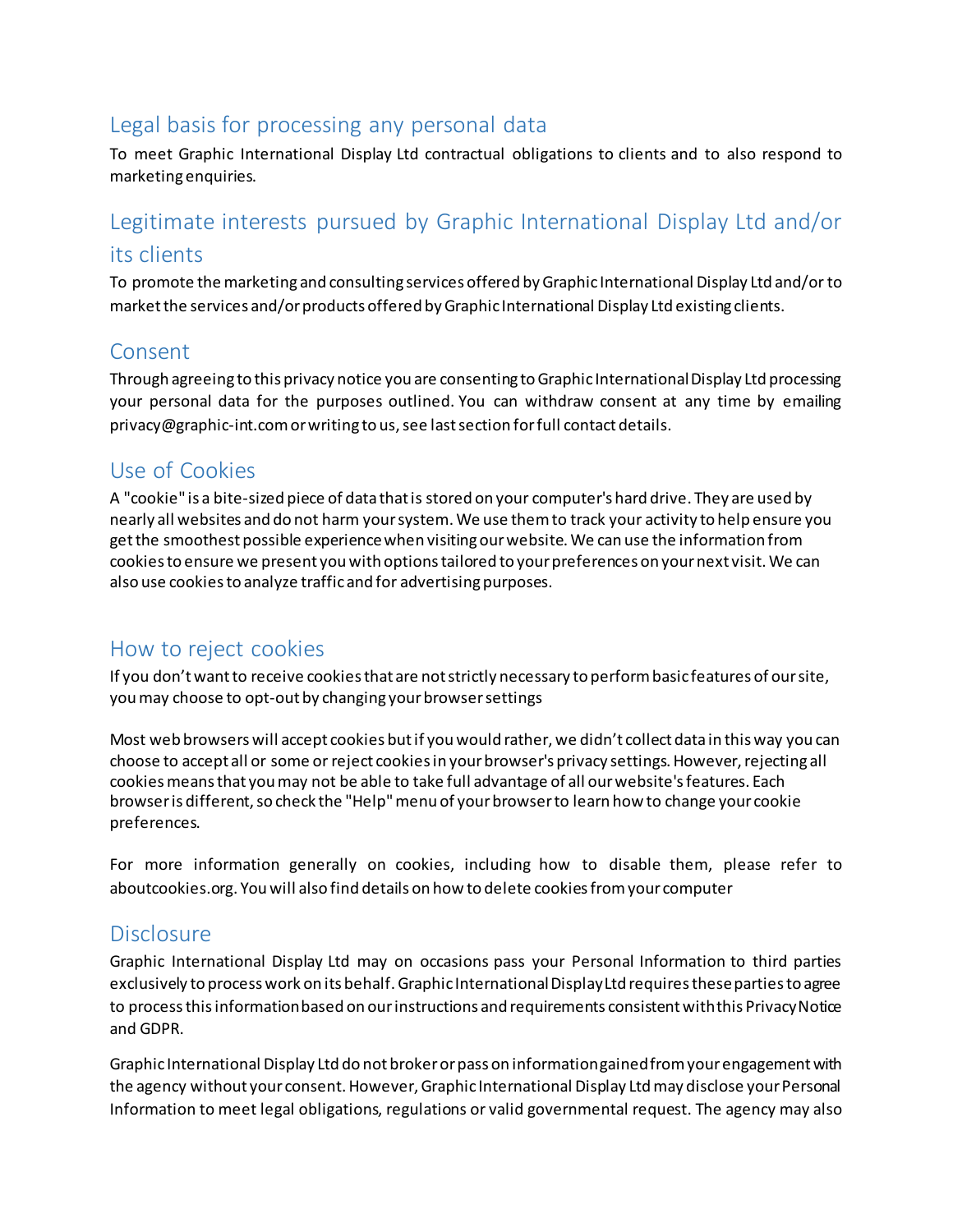## Legal basis for processing any personal data

To meet Graphic International Display Ltd contractual obligations to clients and to also respond to marketing enquiries.

## Legitimate interests pursued by Graphic International Display Ltd and/or its clients

To promote the marketing and consulting services offered by Graphic International Display Ltd and/or to market the services and/or products offered by Graphic International Display Ltd existing clients.

## Consent

Through agreeing to this privacy notice you are consenting to Graphic International Display Ltd processing your personal data for the purposes outlined. You can withdraw consent at any time by emailing privacy@graphic-int.com or writing to us, see last section for full contact details.

## Use of Cookies

A "cookie" is a bite-sized piece of data that is stored on your computer's hard drive. They are used by nearly all websites and do not harm your system. We use them to track your activity to help ensure you get the smoothest possible experience when visiting our website. We can use the information from cookies to ensure we present you with options tailored to your preferences on your next visit. We can also use cookies to analyze traffic and for advertising purposes.

## How to reject cookies

If you don't want to receive cookies that are not strictly necessary to perform basic features of our site, you may choose to opt-out by changing your browser settings

Most web browsers will accept cookies but if you would rather, we didn't collect data in this way you can choose to accept all or some or reject cookies in your browser's privacy settings. However, rejecting all cookies means that you may not be able to take full advantage of all our website's features. Each browser is different, so check the "Help" menu of your browser to learn how to change your cookie preferences.

For more information generally on cookies, including how to disable them, please refer to aboutcookies.org. You will also find details on how to delete cookies from your computer

## Disclosure

Graphic International Display Ltd may on occasions pass your Personal Information to third parties exclusively to process work on its behalf. Graphic International Display Ltd requires these parties to agree to process this information based on our instructions and requirements consistent with this Privacy Notice and GDPR.

Graphic International Display Ltd do not broker or pass on information gained from your engagement with the agency without your consent. However, Graphic International Display Ltd may disclose your Personal Information to meet legal obligations, regulations or valid governmental request. The agency may also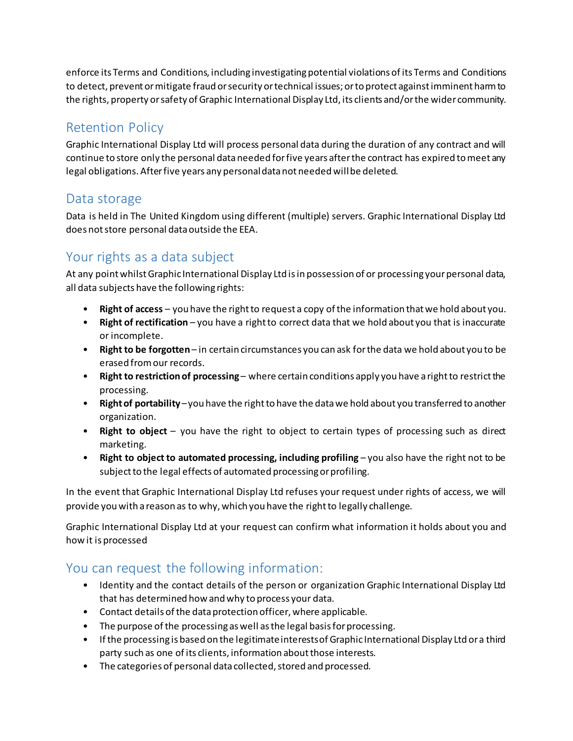enforce its Terms and Conditions, including investigating potential violations of its Terms and Conditions to detect, prevent or mitigate fraud or security or technical issues; or to protect against imminent harm to the rights, property or safety of Graphic International Display Ltd, its clients and/or the wider community.

## Retention Policy

Graphic International Display Ltd will process personal data during the duration of any contract and will continue to store only the personal data needed for five years after the contract has expired to meet any legal obligations. After five years any personal data not needed will be deleted.

## Data storage

Data is held in The United Kingdom using different (multiple) servers. Graphic International Display Ltd does not store personal data outside the EEA.

## Your rights as a data subject

At any point whilst Graphic International Display Ltd is in possession of or processing your personal data, all data subjects have the following rights:

- **Right of access** – you have the right to request a copy of the information that we hold about you.
- **Right of rectification** – you have a right to correct data that we hold about you that is inaccurate or incomplete.
- **Right to be forgotten** – in certain circumstances you can ask for the data we hold about you to be erased from our records.
- **Right to restriction of processing** – where certain conditions apply you have a right to restrict the processing.
- **Right of portability** – you have the right to have the data we hold about you transferred to another organization.
- **Right to object** – you have the right to object to certain types of processing such as direct marketing.
- **Right to object to automated processing, including profiling** – you also have the right not to be subject to the legal effects of automated processing or profiling.

In the event that Graphic International Display Ltd refuses your request under rights of access, we will provide you with a reason as to why, which you have the right to legally challenge.

Graphic International Display Ltd at your request can confirm what information it holds about you and how it is processed

## You can request the following information:

- Identity and the contact details of the person or organization Graphic International Display Ltd that has determined how and why to process your data.
- Contact details of the data protection officer, where applicable.
- The purpose of the processing as well as the legal basis for processing.
- If the processing is based on the legitimate interests of Graphic International Display Ltd or a third party such as one of its clients, information about those interests.
- The categories of personal data collected, stored and processed.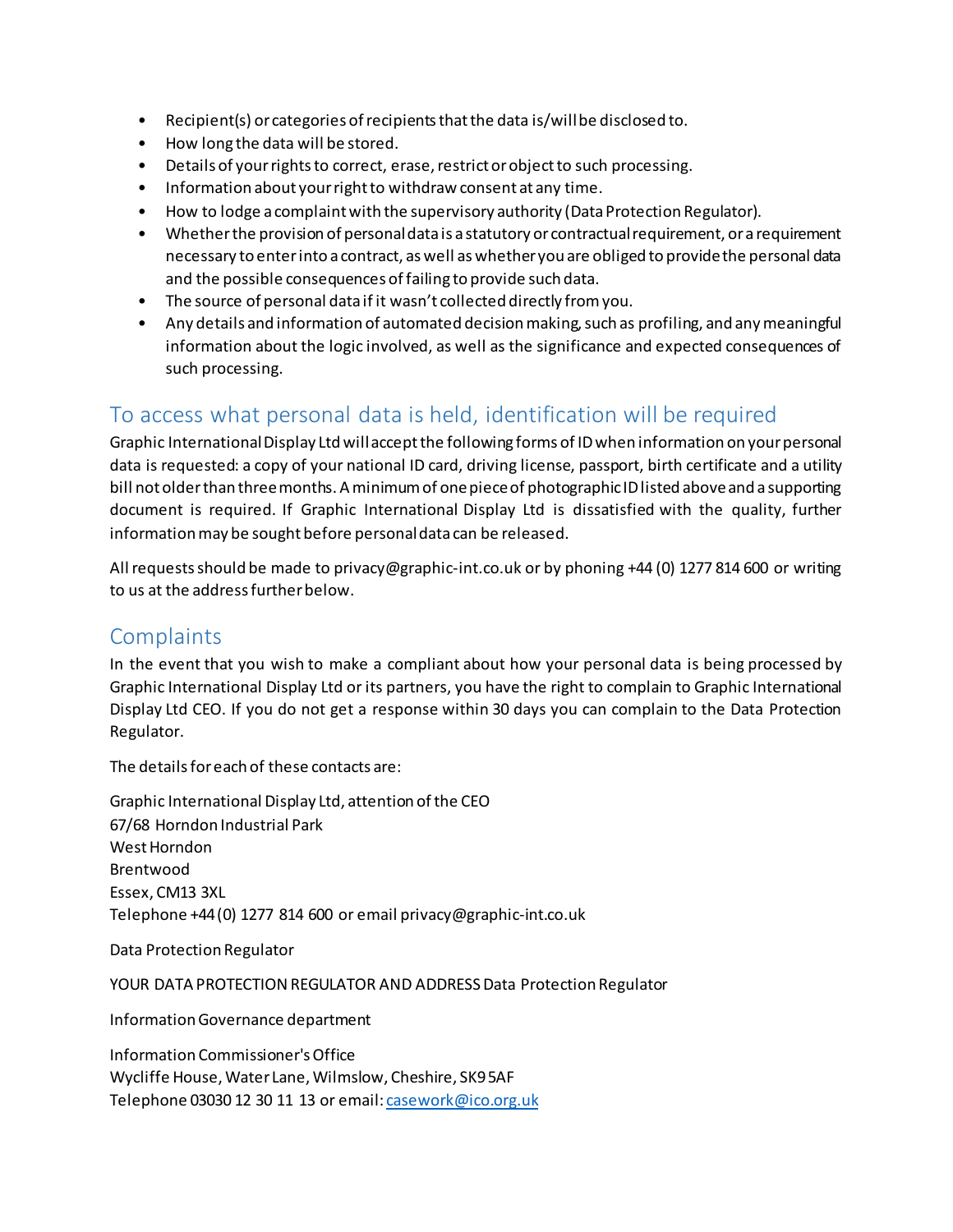- Recipient(s) or categories of recipients that the data is/will be disclosed to.
- How long the data will be stored.
- Details of your rights to correct, erase, restrict or object to such processing.
- Information about your right to withdraw consent at any time.
- How to lodge a complaint with the supervisory authority (Data Protection Regulator).
- Whether the provision of personal data is a statutory or contractual requirement, or a requirement necessary to enter into a contract, as well as whether you are obliged to provide the personal data and the possible consequences of failing to provide such data.
- The source of personal data if it wasn't collected directly from you.
- Any details and information of automated decision making, such as profiling, and any meaningful information about the logic involved, as well as the significance and expected consequences of such processing.

## To access what personal data is held, identification will be required

Graphic International Display Ltd will accept the following forms of ID when information on your personal data is requested: a copy of your national ID card, driving license, passport, birth certificate and a utility bill not older than three months. A minimum of one piece of photographic ID listed above and a supporting document is required. If Graphic International Display Ltd is dissatisfied with the quality, further information may be sought before personal data can be released.

All requests should be made to privacy@graphic-int.co.uk or by phoning +44 (0) 1277 814 600 or writing to us at the address further below.

## Complaints

In the event that you wish to make a compliant about how your personal data is being processed by Graphic International Display Ltd or its partners, you have the right to complain to Graphic International Display Ltd CEO. If you do not get a response within 30 days you can complain to the Data Protection Regulator.

The details for each of these contacts are:

Graphic International Display Ltd, attention of the CEO
67/68 Horndon Industrial Park
West Horndon
Brentwood
Essex, CM13 3XL
Telephone +44 (0) 1277 814 600 or email privacy@graphic-int.co.uk

Data Protection Regulator

YOUR DATA PROTECTION REGULATOR AND ADDRESS Data Protection Regulator

Information Governance department

Information Commissioner's Office
Wycliffe House, Water Lane, Wilmslow, Cheshire, SK9 5AF
Telephone 03030 12 30 11 13 or email: casework@ico.org.uk